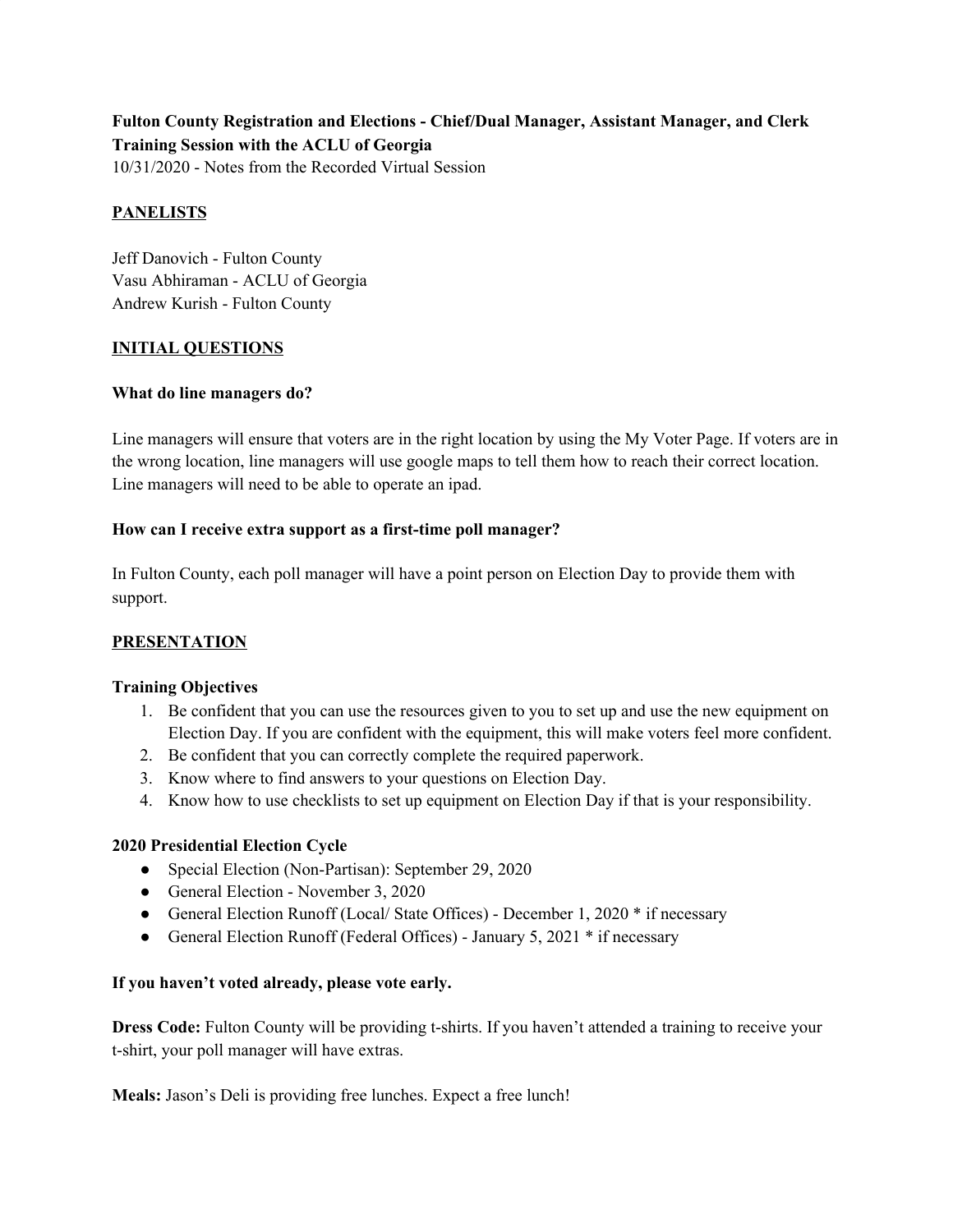**Fulton County Registration and Elections - Chief/Dual Manager, Assistant Manager, and Clerk Training Session with the ACLU of Georgia**

10/31/2020 - Notes from the Recorded Virtual Session

## PANELISTS

Jeff Danovich - Fulton County
Vasu Abhiraman - ACLU of Georgia
Andrew Kurish - Fulton County

## INITIAL QUESTIONS

### What do line managers do?

Line managers will ensure that voters are in the right location by using the My Voter Page. If voters are in the wrong location, line managers will use google maps to tell them how to reach their correct location. Line managers will need to be able to operate an ipad.

### How can I receive extra support as a first-time poll manager?

In Fulton County, each poll manager will have a point person on Election Day to provide them with support.

## PRESENTATION

### Training Objectives

1. Be confident that you can use the resources given to you to set up and use the new equipment on Election Day. If you are confident with the equipment, this will make voters feel more confident.
2. Be confident that you can correctly complete the required paperwork.
3. Know where to find answers to your questions on Election Day.
4. Know how to use checklists to set up equipment on Election Day if that is your responsibility.

### 2020 Presidential Election Cycle

- Special Election (Non-Partisan): September 29, 2020
- General Election - November 3, 2020
- General Election Runoff (Local/ State Offices) - December 1, 2020 * if necessary
- General Election Runoff (Federal Offices) - January 5, 2021 * if necessary

**If you haven't voted already, please vote early.**

**Dress Code:** Fulton County will be providing t-shirts. If you haven't attended a training to receive your t-shirt, your poll manager will have extras.

**Meals:** Jason's Deli is providing free lunches. Expect a free lunch!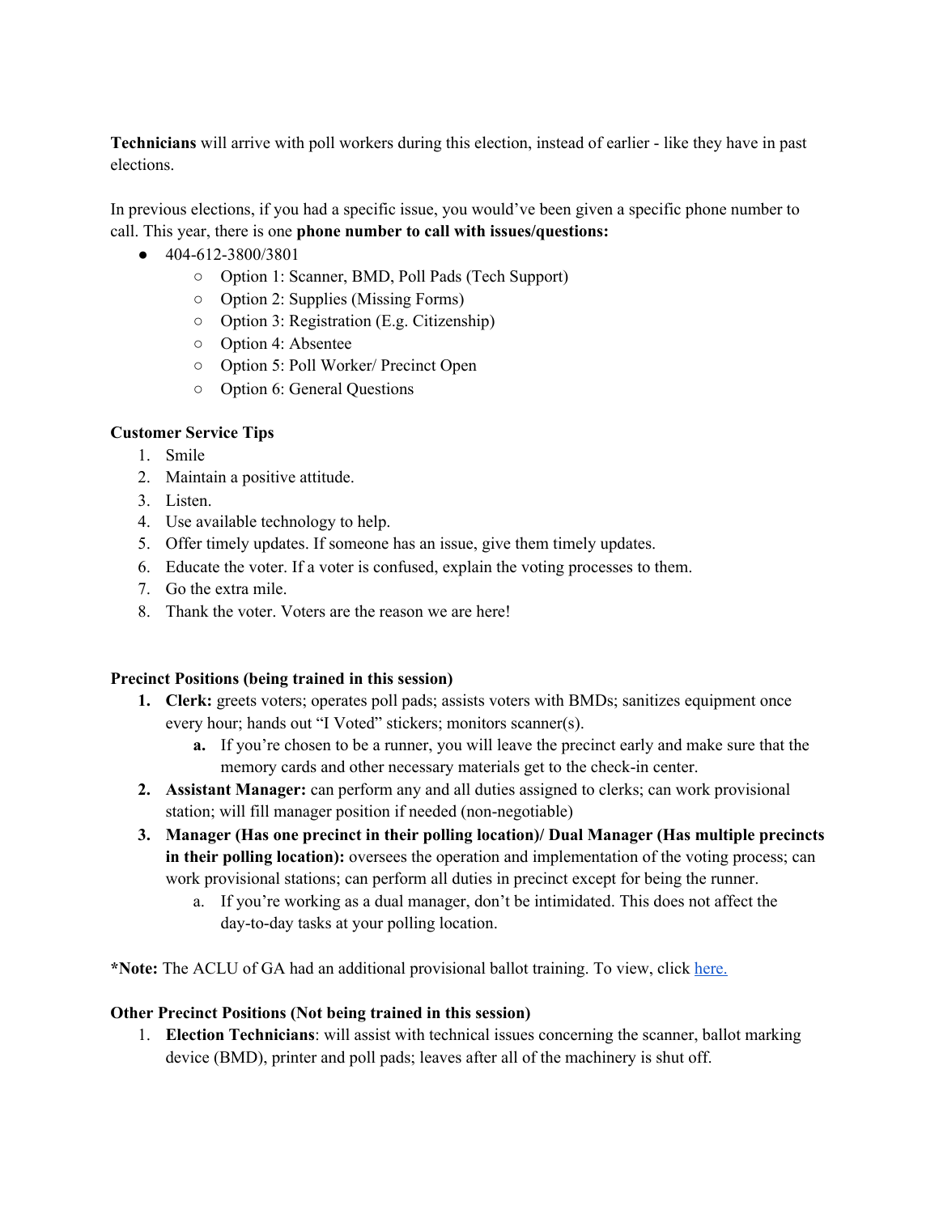**Technicians** will arrive with poll workers during this election, instead of earlier - like they have in past elections.

In previous elections, if you had a specific issue, you would've been given a specific phone number to call. This year, there is one **phone number to call with issues/questions:**

- 404-612-3800/3801
  - Option 1: Scanner, BMD, Poll Pads (Tech Support)
  - Option 2: Supplies (Missing Forms)
  - Option 3: Registration (E.g. Citizenship)
  - Option 4: Absentee
  - Option 5: Poll Worker/ Precinct Open
  - Option 6: General Questions

**Customer Service Tips**

1. Smile
2. Maintain a positive attitude.
3. Listen.
4. Use available technology to help.
5. Offer timely updates. If someone has an issue, give them timely updates.
6. Educate the voter. If a voter is confused, explain the voting processes to them.
7. Go the extra mile.
8. Thank the voter. Voters are the reason we are here!

**Precinct Positions (being trained in this session)**

1. **Clerk:** greets voters; operates poll pads; assists voters with BMDs; sanitizes equipment once every hour; hands out "I Voted" stickers; monitors scanner(s).
   a. If you're chosen to be a runner, you will leave the precinct early and make sure that the memory cards and other necessary materials get to the check-in center.
2. **Assistant Manager:** can perform any and all duties assigned to clerks; can work provisional station; will fill manager position if needed (non-negotiable)
3. **Manager (Has one precinct in their polling location)/ Dual Manager (Has multiple precincts in their polling location):** oversees the operation and implementation of the voting process; can work provisional stations; can perform all duties in precinct except for being the runner.
   a. If you're working as a dual manager, don't be intimidated. This does not affect the day-to-day tasks at your polling location.

***Note:** The ACLU of GA had an additional provisional ballot training. To view, click here.

**Other Precinct Positions (Not being trained in this session)**

1. **Election Technicians**: will assist with technical issues concerning the scanner, ballot marking device (BMD), printer and poll pads; leaves after all of the machinery is shut off.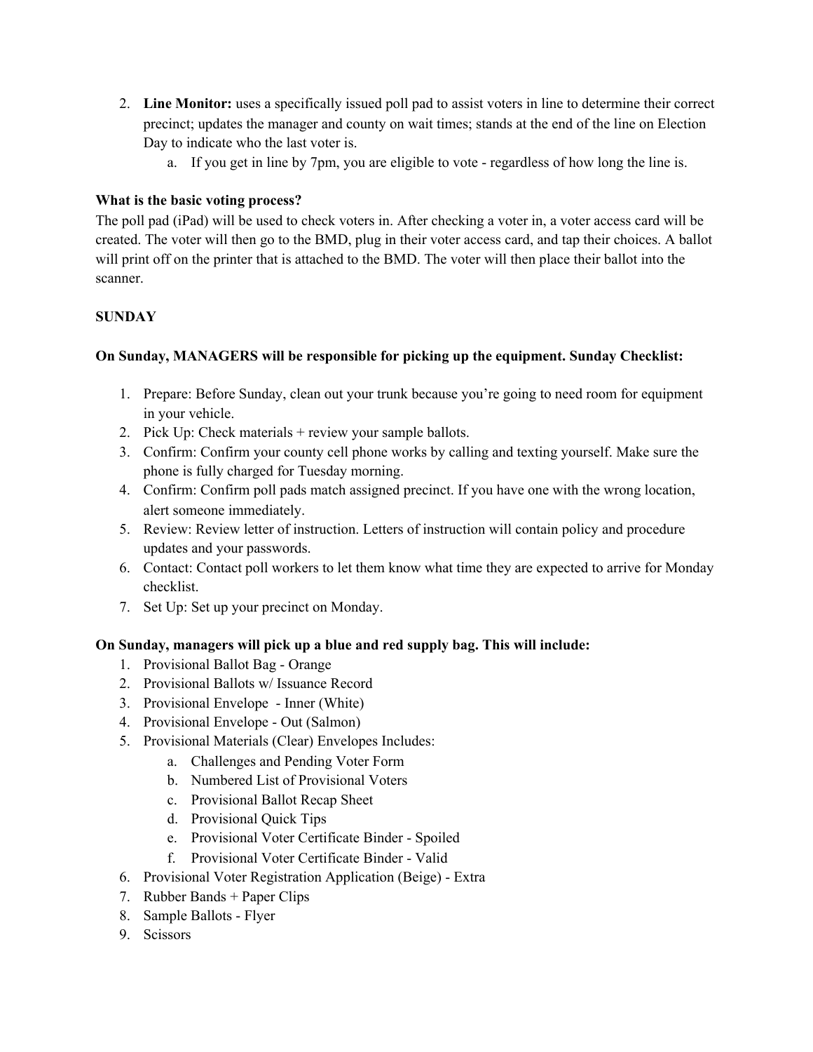2. **Line Monitor:** uses a specifically issued poll pad to assist voters in line to determine their correct precinct; updates the manager and county on wait times; stands at the end of the line on Election Day to indicate who the last voter is.
    a. If you get in line by 7pm, you are eligible to vote - regardless of how long the line is.

**What is the basic voting process?**

The poll pad (iPad) will be used to check voters in. After checking a voter in, a voter access card will be created. The voter will then go to the BMD, plug in their voter access card, and tap their choices. A ballot will print off on the printer that is attached to the BMD. The voter will then place their ballot into the scanner.

**SUNDAY**

**On Sunday, MANAGERS will be responsible for picking up the equipment. Sunday Checklist:**

1. Prepare: Before Sunday, clean out your trunk because you're going to need room for equipment in your vehicle.
2. Pick Up: Check materials + review your sample ballots.
3. Confirm: Confirm your county cell phone works by calling and texting yourself. Make sure the phone is fully charged for Tuesday morning.
4. Confirm: Confirm poll pads match assigned precinct. If you have one with the wrong location, alert someone immediately.
5. Review: Review letter of instruction. Letters of instruction will contain policy and procedure updates and your passwords.
6. Contact: Contact poll workers to let them know what time they are expected to arrive for Monday checklist.
7. Set Up: Set up your precinct on Monday.

**On Sunday, managers will pick up a blue and red supply bag. This will include:**

1. Provisional Ballot Bag - Orange
2. Provisional Ballots w/ Issuance Record
3. Provisional Envelope - Inner (White)
4. Provisional Envelope - Out (Salmon)
5. Provisional Materials (Clear) Envelopes Includes:
    a. Challenges and Pending Voter Form
    b. Numbered List of Provisional Voters
    c. Provisional Ballot Recap Sheet
    d. Provisional Quick Tips
    e. Provisional Voter Certificate Binder - Spoiled
    f. Provisional Voter Certificate Binder - Valid
6. Provisional Voter Registration Application (Beige) - Extra
7. Rubber Bands + Paper Clips
8. Sample Ballots - Flyer
9. Scissors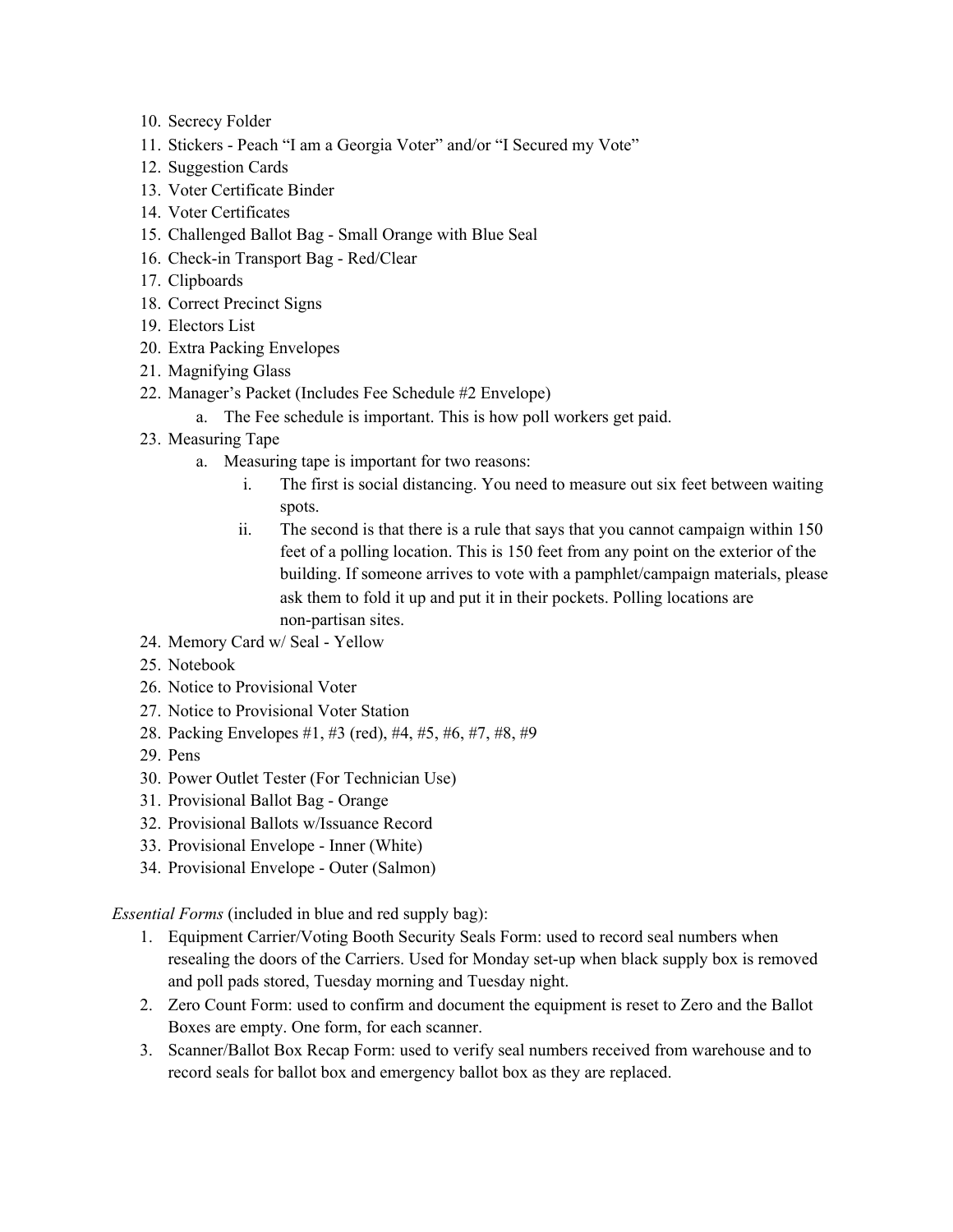10. Secrecy Folder
11. Stickers - Peach "I am a Georgia Voter" and/or "I Secured my Vote"
12. Suggestion Cards
13. Voter Certificate Binder
14. Voter Certificates
15. Challenged Ballot Bag - Small Orange with Blue Seal
16. Check-in Transport Bag - Red/Clear
17. Clipboards
18. Correct Precinct Signs
19. Electors List
20. Extra Packing Envelopes
21. Magnifying Glass
22. Manager's Packet (Includes Fee Schedule #2 Envelope)
    a. The Fee schedule is important. This is how poll workers get paid.
23. Measuring Tape
    a. Measuring tape is important for two reasons:
        i. The first is social distancing. You need to measure out six feet between waiting spots.
        ii. The second is that there is a rule that says that you cannot campaign within 150 feet of a polling location. This is 150 feet from any point on the exterior of the building. If someone arrives to vote with a pamphlet/campaign materials, please ask them to fold it up and put it in their pockets. Polling locations are non-partisan sites.
24. Memory Card w/ Seal - Yellow
25. Notebook
26. Notice to Provisional Voter
27. Notice to Provisional Voter Station
28. Packing Envelopes #1, #3 (red), #4, #5, #6, #7, #8, #9
29. Pens
30. Power Outlet Tester (For Technician Use)
31. Provisional Ballot Bag - Orange
32. Provisional Ballots w/Issuance Record
33. Provisional Envelope - Inner (White)
34. Provisional Envelope - Outer (Salmon)

*Essential Forms* (included in blue and red supply bag):

1. Equipment Carrier/Voting Booth Security Seals Form: used to record seal numbers when resealing the doors of the Carriers. Used for Monday set-up when black supply box is removed and poll pads stored, Tuesday morning and Tuesday night.
2. Zero Count Form: used to confirm and document the equipment is reset to Zero and the Ballot Boxes are empty. One form, for each scanner.
3. Scanner/Ballot Box Recap Form: used to verify seal numbers received from warehouse and to record seals for ballot box and emergency ballot box as they are replaced.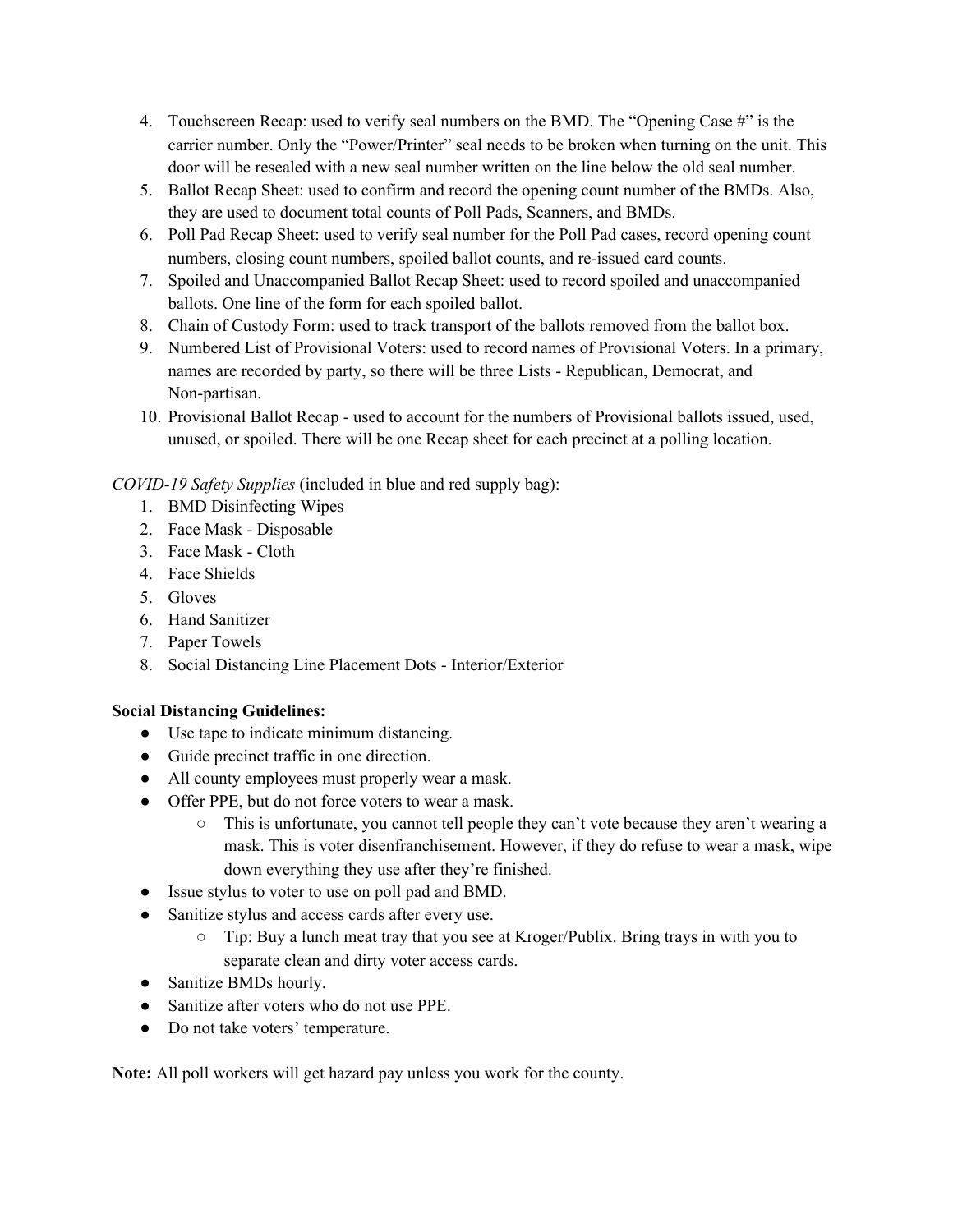4. Touchscreen Recap: used to verify seal numbers on the BMD. The "Opening Case #" is the carrier number. Only the "Power/Printer" seal needs to be broken when turning on the unit. This door will be resealed with a new seal number written on the line below the old seal number.
5. Ballot Recap Sheet: used to confirm and record the opening count number of the BMDs. Also, they are used to document total counts of Poll Pads, Scanners, and BMDs.
6. Poll Pad Recap Sheet: used to verify seal number for the Poll Pad cases, record opening count numbers, closing count numbers, spoiled ballot counts, and re-issued card counts.
7. Spoiled and Unaccompanied Ballot Recap Sheet: used to record spoiled and unaccompanied ballots. One line of the form for each spoiled ballot.
8. Chain of Custody Form: used to track transport of the ballots removed from the ballot box.
9. Numbered List of Provisional Voters: used to record names of Provisional Voters. In a primary, names are recorded by party, so there will be three Lists - Republican, Democrat, and Non-partisan.
10. Provisional Ballot Recap - used to account for the numbers of Provisional ballots issued, used, unused, or spoiled. There will be one Recap sheet for each precinct at a polling location.

*COVID-19 Safety Supplies* (included in blue and red supply bag):

1. BMD Disinfecting Wipes
2. Face Mask - Disposable
3. Face Mask - Cloth
4. Face Shields
5. Gloves
6. Hand Sanitizer
7. Paper Towels
8. Social Distancing Line Placement Dots - Interior/Exterior

**Social Distancing Guidelines:**

- Use tape to indicate minimum distancing.
- Guide precinct traffic in one direction.
- All county employees must properly wear a mask.
- Offer PPE, but do not force voters to wear a mask.
  - This is unfortunate, you cannot tell people they can't vote because they aren't wearing a mask. This is voter disenfranchisement. However, if they do refuse to wear a mask, wipe down everything they use after they're finished.
- Issue stylus to voter to use on poll pad and BMD.
- Sanitize stylus and access cards after every use.
  - Tip: Buy a lunch meat tray that you see at Kroger/Publix. Bring trays in with you to separate clean and dirty voter access cards.
- Sanitize BMDs hourly.
- Sanitize after voters who do not use PPE.
- Do not take voters' temperature.

**Note:** All poll workers will get hazard pay unless you work for the county.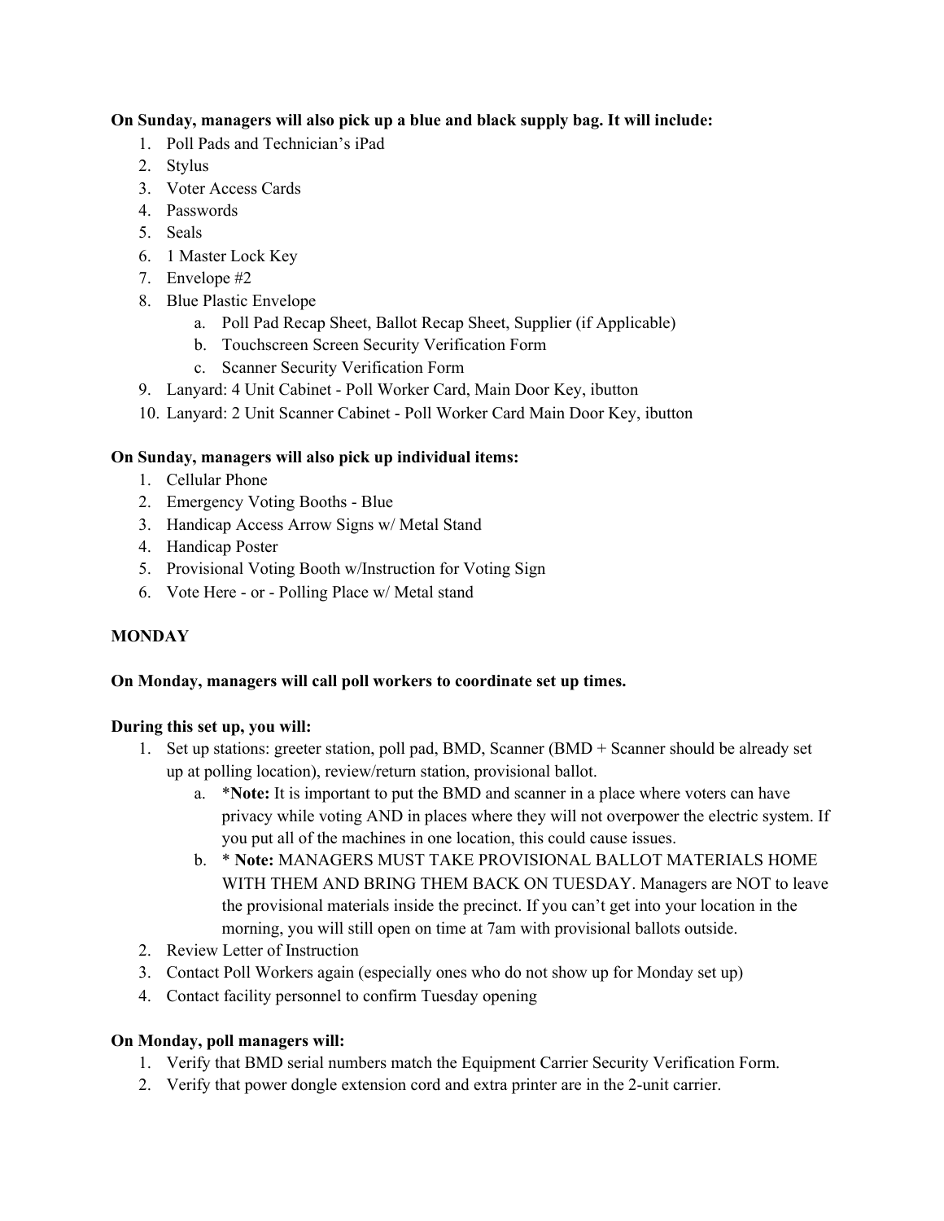**On Sunday, managers will also pick up a blue and black supply bag. It will include:**

1. Poll Pads and Technician's iPad
2. Stylus
3. Voter Access Cards
4. Passwords
5. Seals
6. 1 Master Lock Key
7. Envelope #2
8. Blue Plastic Envelope
    a. Poll Pad Recap Sheet, Ballot Recap Sheet, Supplier (if Applicable)
    b. Touchscreen Screen Security Verification Form
    c. Scanner Security Verification Form
9. Lanyard: 4 Unit Cabinet - Poll Worker Card, Main Door Key, ibutton
10. Lanyard: 2 Unit Scanner Cabinet - Poll Worker Card Main Door Key, ibutton

**On Sunday, managers will also pick up individual items:**

1. Cellular Phone
2. Emergency Voting Booths - Blue
3. Handicap Access Arrow Signs w/ Metal Stand
4. Handicap Poster
5. Provisional Voting Booth w/Instruction for Voting Sign
6. Vote Here - or - Polling Place w/ Metal stand

**MONDAY**

**On Monday, managers will call poll workers to coordinate set up times.**

**During this set up, you will:**

1. Set up stations: greeter station, poll pad, BMD, Scanner (BMD + Scanner should be already set up at polling location), review/return station, provisional ballot.
    a. ***Note:** It is important to put the BMD and scanner in a place where voters can have privacy while voting AND in places where they will not overpower the electric system. If you put all of the machines in one location, this could cause issues.
    b. * **Note:** MANAGERS MUST TAKE PROVISIONAL BALLOT MATERIALS HOME WITH THEM AND BRING THEM BACK ON TUESDAY. Managers are NOT to leave the provisional materials inside the precinct. If you can't get into your location in the morning, you will still open on time at 7am with provisional ballots outside.
2. Review Letter of Instruction
3. Contact Poll Workers again (especially ones who do not show up for Monday set up)
4. Contact facility personnel to confirm Tuesday opening

**On Monday, poll managers will:**

1. Verify that BMD serial numbers match the Equipment Carrier Security Verification Form.
2. Verify that power dongle extension cord and extra printer are in the 2-unit carrier.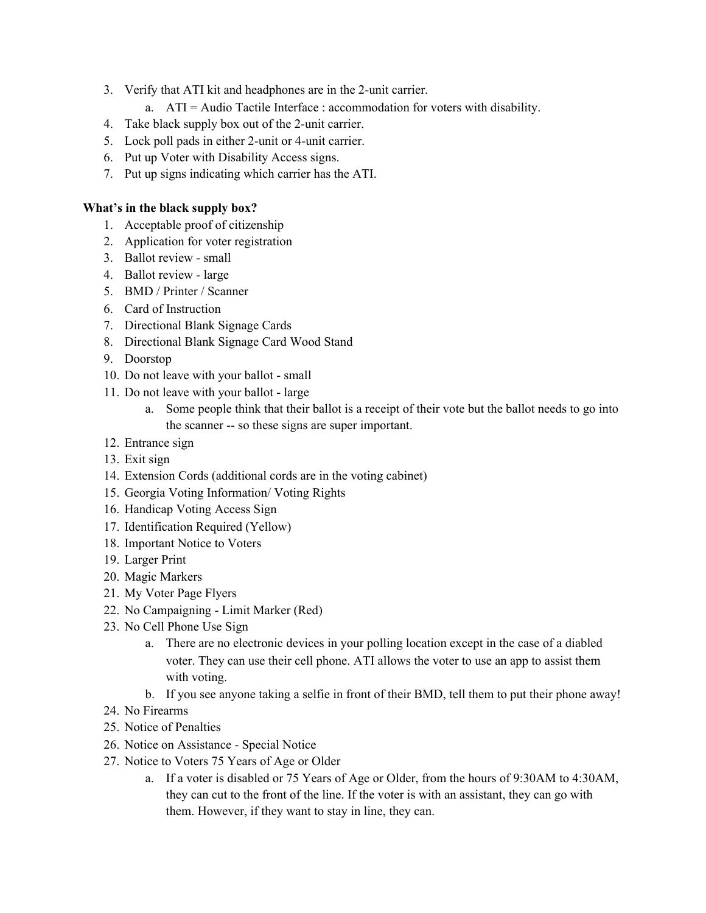3. Verify that ATI kit and headphones are in the 2-unit carrier.
    a. ATI = Audio Tactile Interface : accommodation for voters with disability.
4. Take black supply box out of the 2-unit carrier.
5. Lock poll pads in either 2-unit or 4-unit carrier.
6. Put up Voter with Disability Access signs.
7. Put up signs indicating which carrier has the ATI.

**What's in the black supply box?**

1. Acceptable proof of citizenship
2. Application for voter registration
3. Ballot review - small
4. Ballot review - large
5. BMD / Printer / Scanner
6. Card of Instruction
7. Directional Blank Signage Cards
8. Directional Blank Signage Card Wood Stand
9. Doorstop
10. Do not leave with your ballot - small
11. Do not leave with your ballot - large
    a. Some people think that their ballot is a receipt of their vote but the ballot needs to go into the scanner -- so these signs are super important.
12. Entrance sign
13. Exit sign
14. Extension Cords (additional cords are in the voting cabinet)
15. Georgia Voting Information/ Voting Rights
16. Handicap Voting Access Sign
17. Identification Required (Yellow)
18. Important Notice to Voters
19. Larger Print
20. Magic Markers
21. My Voter Page Flyers
22. No Campaigning - Limit Marker (Red)
23. No Cell Phone Use Sign
    a. There are no electronic devices in your polling location except in the case of a diabled voter. They can use their cell phone. ATI allows the voter to use an app to assist them with voting.
    b. If you see anyone taking a selfie in front of their BMD, tell them to put their phone away!
24. No Firearms
25. Notice of Penalties
26. Notice on Assistance - Special Notice
27. Notice to Voters 75 Years of Age or Older
    a. If a voter is disabled or 75 Years of Age or Older, from the hours of 9:30AM to 4:30AM, they can cut to the front of the line. If the voter is with an assistant, they can go with them. However, if they want to stay in line, they can.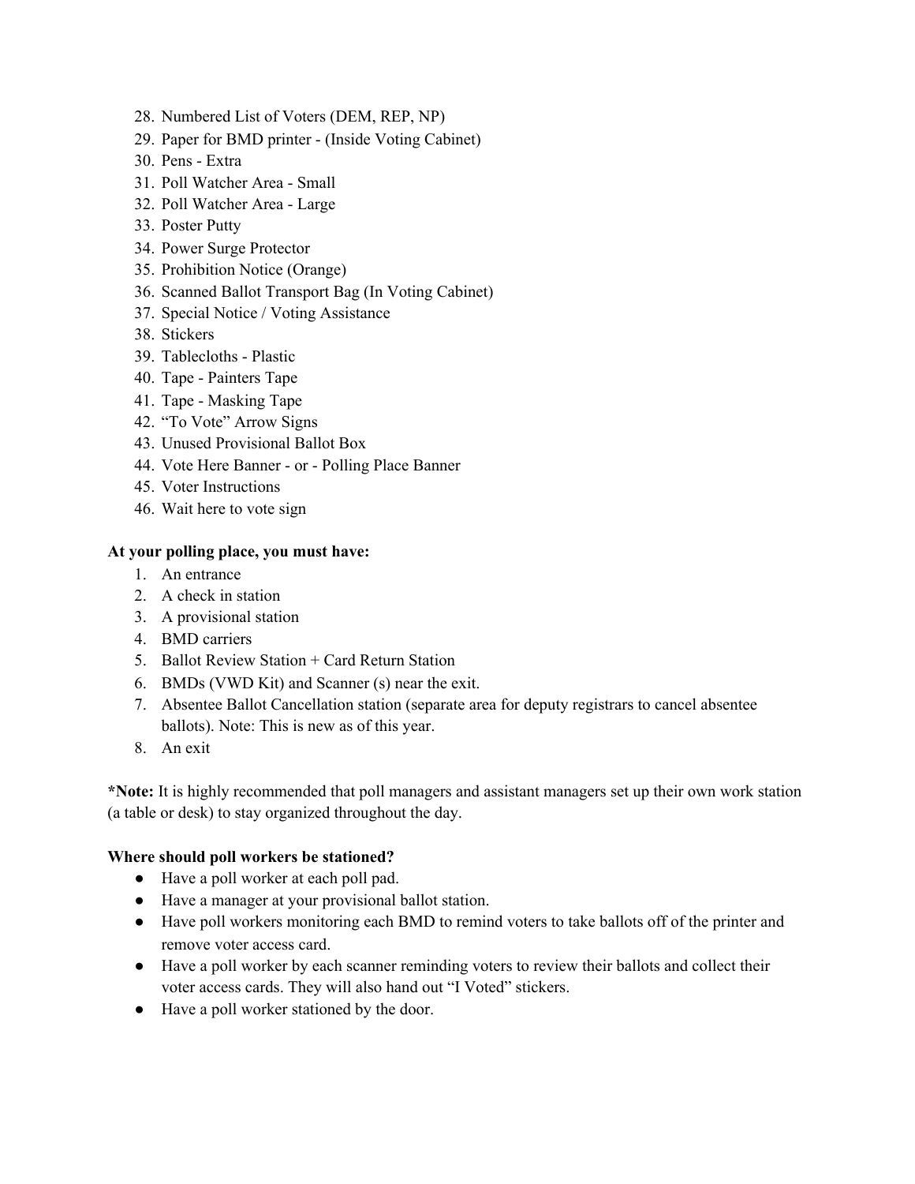28. Numbered List of Voters (DEM, REP, NP)
29. Paper for BMD printer - (Inside Voting Cabinet)
30. Pens - Extra
31. Poll Watcher Area - Small
32. Poll Watcher Area - Large
33. Poster Putty
34. Power Surge Protector
35. Prohibition Notice (Orange)
36. Scanned Ballot Transport Bag (In Voting Cabinet)
37. Special Notice / Voting Assistance
38. Stickers
39. Tablecloths - Plastic
40. Tape - Painters Tape
41. Tape - Masking Tape
42. "To Vote" Arrow Signs
43. Unused Provisional Ballot Box
44. Vote Here Banner - or - Polling Place Banner
45. Voter Instructions
46. Wait here to vote sign

**At your polling place, you must have:**

1. An entrance
2. A check in station
3. A provisional station
4. BMD carriers
5. Ballot Review Station + Card Return Station
6. BMDs (VWD Kit) and Scanner (s) near the exit.
7. Absentee Ballot Cancellation station (separate area for deputy registrars to cancel absentee ballots). Note: This is new as of this year.
8. An exit

***Note:** It is highly recommended that poll managers and assistant managers set up their own work station (a table or desk) to stay organized throughout the day.

**Where should poll workers be stationed?**

- Have a poll worker at each poll pad.
- Have a manager at your provisional ballot station.
- Have poll workers monitoring each BMD to remind voters to take ballots off of the printer and remove voter access card.
- Have a poll worker by each scanner reminding voters to review their ballots and collect their voter access cards. They will also hand out "I Voted" stickers.
- Have a poll worker stationed by the door.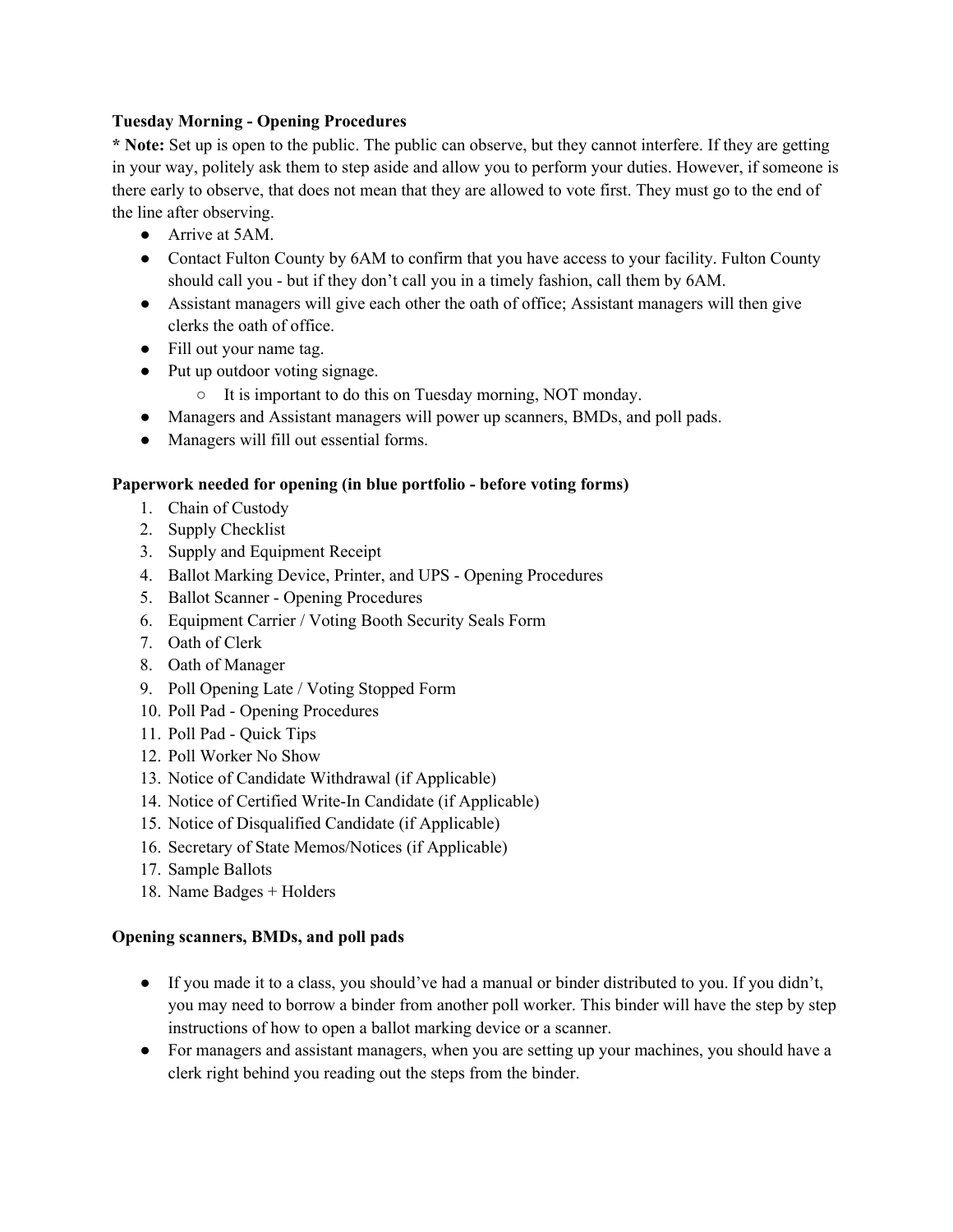**Tuesday Morning - Opening Procedures**

**\* Note:** Set up is open to the public. The public can observe, but they cannot interfere. If they are getting in your way, politely ask them to step aside and allow you to perform your duties. However, if someone is there early to observe, that does not mean that they are allowed to vote first. They must go to the end of the line after observing.

- Arrive at 5AM.
- Contact Fulton County by 6AM to confirm that you have access to your facility. Fulton County should call you - but if they don't call you in a timely fashion, call them by 6AM.
- Assistant managers will give each other the oath of office; Assistant managers will then give clerks the oath of office.
- Fill out your name tag.
- Put up outdoor voting signage.
  - It is important to do this on Tuesday morning, NOT monday.
- Managers and Assistant managers will power up scanners, BMDs, and poll pads.
- Managers will fill out essential forms.

**Paperwork needed for opening (in blue portfolio - before voting forms)**

1. Chain of Custody
2. Supply Checklist
3. Supply and Equipment Receipt
4. Ballot Marking Device, Printer, and UPS - Opening Procedures
5. Ballot Scanner - Opening Procedures
6. Equipment Carrier / Voting Booth Security Seals Form
7. Oath of Clerk
8. Oath of Manager
9. Poll Opening Late / Voting Stopped Form
10. Poll Pad - Opening Procedures
11. Poll Pad - Quick Tips
12. Poll Worker No Show
13. Notice of Candidate Withdrawal (if Applicable)
14. Notice of Certified Write-In Candidate (if Applicable)
15. Notice of Disqualified Candidate (if Applicable)
16. Secretary of State Memos/Notices (if Applicable)
17. Sample Ballots
18. Name Badges + Holders

**Opening scanners, BMDs, and poll pads**

- If you made it to a class, you should've had a manual or binder distributed to you. If you didn't, you may need to borrow a binder from another poll worker. This binder will have the step by step instructions of how to open a ballot marking device or a scanner.
- For managers and assistant managers, when you are setting up your machines, you should have a clerk right behind you reading out the steps from the binder.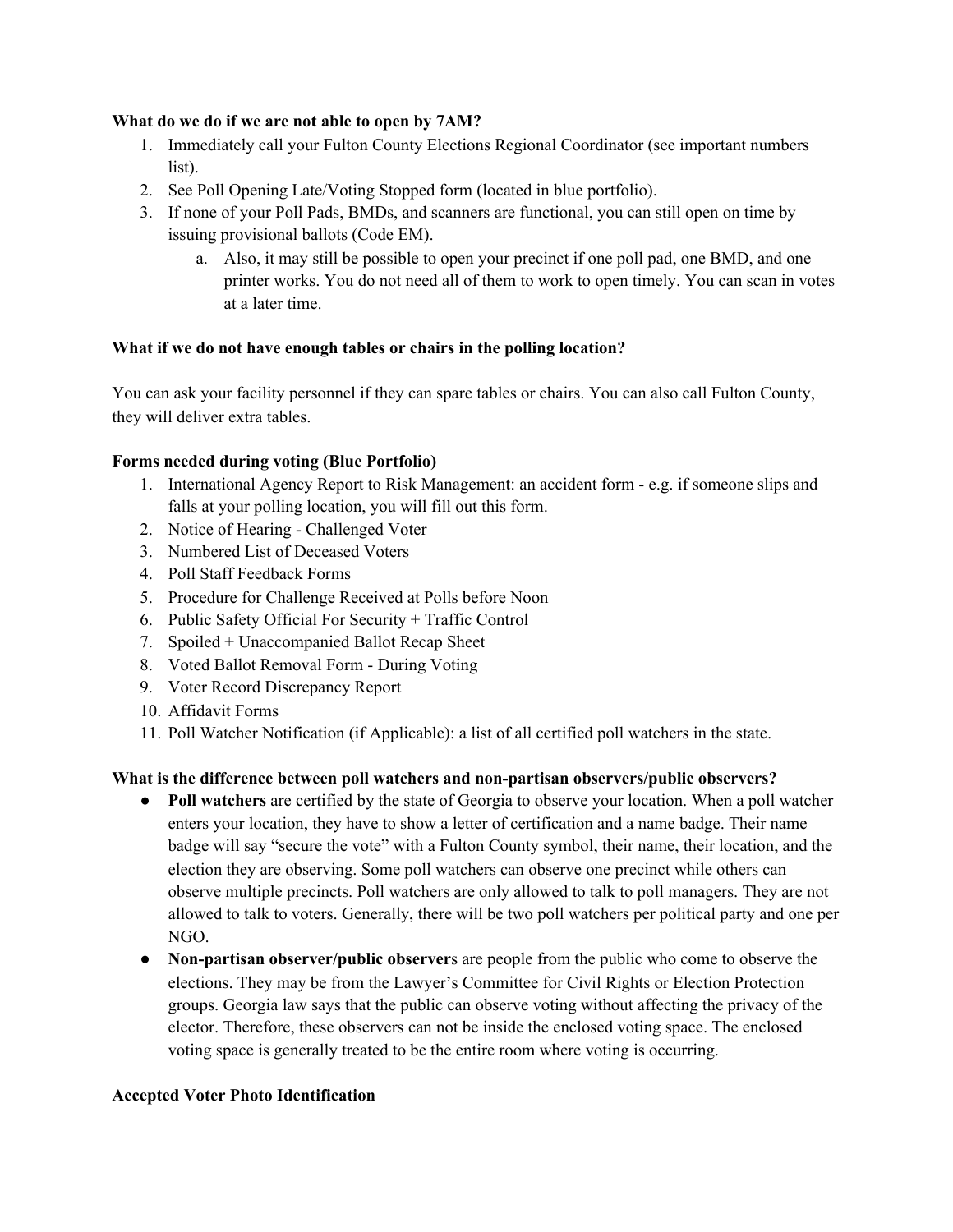**What do we do if we are not able to open by 7AM?**

1. Immediately call your Fulton County Elections Regional Coordinator (see important numbers list).
2. See Poll Opening Late/Voting Stopped form (located in blue portfolio).
3. If none of your Poll Pads, BMDs, and scanners are functional, you can still open on time by issuing provisional ballots (Code EM).
    a. Also, it may still be possible to open your precinct if one poll pad, one BMD, and one printer works. You do not need all of them to work to open timely. You can scan in votes at a later time.

**What if we do not have enough tables or chairs in the polling location?**

You can ask your facility personnel if they can spare tables or chairs. You can also call Fulton County, they will deliver extra tables.

**Forms needed during voting (Blue Portfolio)**

1. International Agency Report to Risk Management: an accident form - e.g. if someone slips and falls at your polling location, you will fill out this form.
2. Notice of Hearing - Challenged Voter
3. Numbered List of Deceased Voters
4. Poll Staff Feedback Forms
5. Procedure for Challenge Received at Polls before Noon
6. Public Safety Official For Security + Traffic Control
7. Spoiled + Unaccompanied Ballot Recap Sheet
8. Voted Ballot Removal Form - During Voting
9. Voter Record Discrepancy Report
10. Affidavit Forms
11. Poll Watcher Notification (if Applicable): a list of all certified poll watchers in the state.

**What is the difference between poll watchers and non-partisan observers/public observers?**

- **Poll watchers** are certified by the state of Georgia to observe your location. When a poll watcher enters your location, they have to show a letter of certification and a name badge. Their name badge will say "secure the vote" with a Fulton County symbol, their name, their location, and the election they are observing. Some poll watchers can observe one precinct while others can observe multiple precincts. Poll watchers are only allowed to talk to poll managers. They are not allowed to talk to voters. Generally, there will be two poll watchers per political party and one per NGO.
- **Non-partisan observer/public observer**s are people from the public who come to observe the elections. They may be from the Lawyer's Committee for Civil Rights or Election Protection groups. Georgia law says that the public can observe voting without affecting the privacy of the elector. Therefore, these observers can not be inside the enclosed voting space. The enclosed voting space is generally treated to be the entire room where voting is occurring.

**Accepted Voter Photo Identification**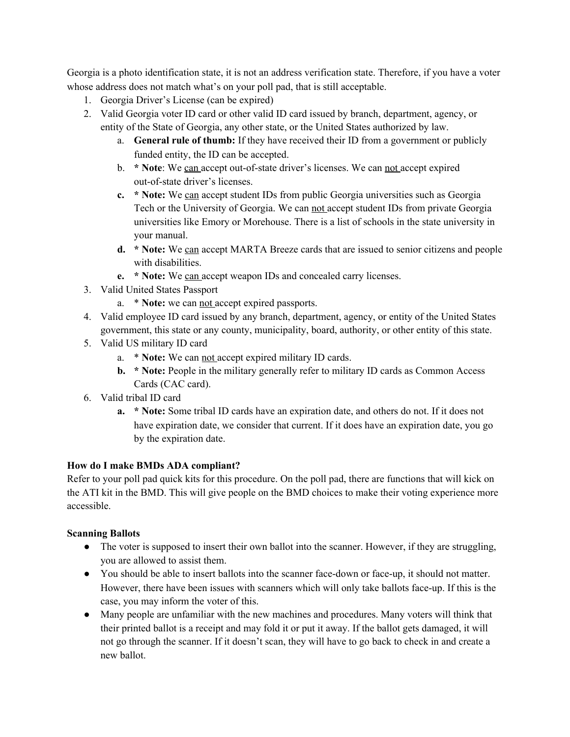Georgia is a photo identification state, it is not an address verification state. Therefore, if you have a voter whose address does not match what's on your poll pad, that is still acceptable.

1. Georgia Driver's License (can be expired)
2. Valid Georgia voter ID card or other valid ID card issued by branch, department, agency, or entity of the State of Georgia, any other state, or the United States authorized by law.
    a. **General rule of thumb:** If they have received their ID from a government or publicly funded entity, the ID can be accepted.
    b. *** Note**: We can accept out-of-state driver's licenses. We can not accept expired out-of-state driver's licenses.
    c. **\* Note:** We can accept student IDs from public Georgia universities such as Georgia Tech or the University of Georgia. We can not accept student IDs from private Georgia universities like Emory or Morehouse. There is a list of schools in the state university in your manual.
    d. **\* Note:** We can accept MARTA Breeze cards that are issued to senior citizens and people with disabilities.
    e. **\* Note:** We can accept weapon IDs and concealed carry licenses.
3. Valid United States Passport
    a. * **Note:** we can not accept expired passports.
4. Valid employee ID card issued by any branch, department, agency, or entity of the United States government, this state or any county, municipality, board, authority, or other entity of this state.
5. Valid US military ID card
    a. * **Note:** We can not accept expired military ID cards.
    b. **\* Note:** People in the military generally refer to military ID cards as Common Access Cards (CAC card).
6. Valid tribal ID card
    a. **\* Note:** Some tribal ID cards have an expiration date, and others do not. If it does not have expiration date, we consider that current. If it does have an expiration date, you go by the expiration date.

**How do I make BMDs ADA compliant?**

Refer to your poll pad quick kits for this procedure. On the poll pad, there are functions that will kick on the ATI kit in the BMD. This will give people on the BMD choices to make their voting experience more accessible.

**Scanning Ballots**

- The voter is supposed to insert their own ballot into the scanner. However, if they are struggling, you are allowed to assist them.
- You should be able to insert ballots into the scanner face-down or face-up, it should not matter. However, there have been issues with scanners which will only take ballots face-up. If this is the case, you may inform the voter of this.
- Many people are unfamiliar with the new machines and procedures. Many voters will think that their printed ballot is a receipt and may fold it or put it away. If the ballot gets damaged, it will not go through the scanner. If it doesn't scan, they will have to go back to check in and create a new ballot.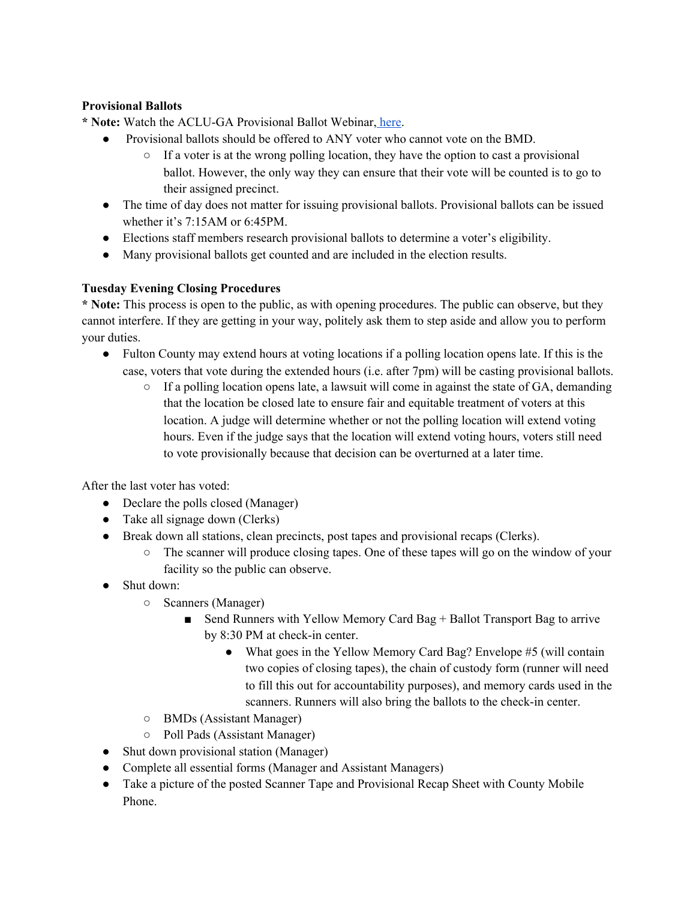**Provisional Ballots**

**\* Note:** Watch the ACLU-GA Provisional Ballot Webinar, here.

- Provisional ballots should be offered to ANY voter who cannot vote on the BMD.
  - If a voter is at the wrong polling location, they have the option to cast a provisional ballot. However, the only way they can ensure that their vote will be counted is to go to their assigned precinct.
- The time of day does not matter for issuing provisional ballots. Provisional ballots can be issued whether it's 7:15AM or 6:45PM.
- Elections staff members research provisional ballots to determine a voter's eligibility.
- Many provisional ballots get counted and are included in the election results.

**Tuesday Evening Closing Procedures**

**\* Note:** This process is open to the public, as with opening procedures. The public can observe, but they cannot interfere. If they are getting in your way, politely ask them to step aside and allow you to perform your duties.

- Fulton County may extend hours at voting locations if a polling location opens late. If this is the case, voters that vote during the extended hours (i.e. after 7pm) will be casting provisional ballots.
  - If a polling location opens late, a lawsuit will come in against the state of GA, demanding that the location be closed late to ensure fair and equitable treatment of voters at this location. A judge will determine whether or not the polling location will extend voting hours. Even if the judge says that the location will extend voting hours, voters still need to vote provisionally because that decision can be overturned at a later time.

After the last voter has voted:

- Declare the polls closed (Manager)
- Take all signage down (Clerks)
- Break down all stations, clean precincts, post tapes and provisional recaps (Clerks).
  - The scanner will produce closing tapes. One of these tapes will go on the window of your facility so the public can observe.
- Shut down:
  - Scanners (Manager)
    - Send Runners with Yellow Memory Card Bag + Ballot Transport Bag to arrive by 8:30 PM at check-in center.
      - What goes in the Yellow Memory Card Bag? Envelope #5 (will contain two copies of closing tapes), the chain of custody form (runner will need to fill this out for accountability purposes), and memory cards used in the scanners. Runners will also bring the ballots to the check-in center.
  - BMDs (Assistant Manager)
  - Poll Pads (Assistant Manager)
- Shut down provisional station (Manager)
- Complete all essential forms (Manager and Assistant Managers)
- Take a picture of the posted Scanner Tape and Provisional Recap Sheet with County Mobile Phone.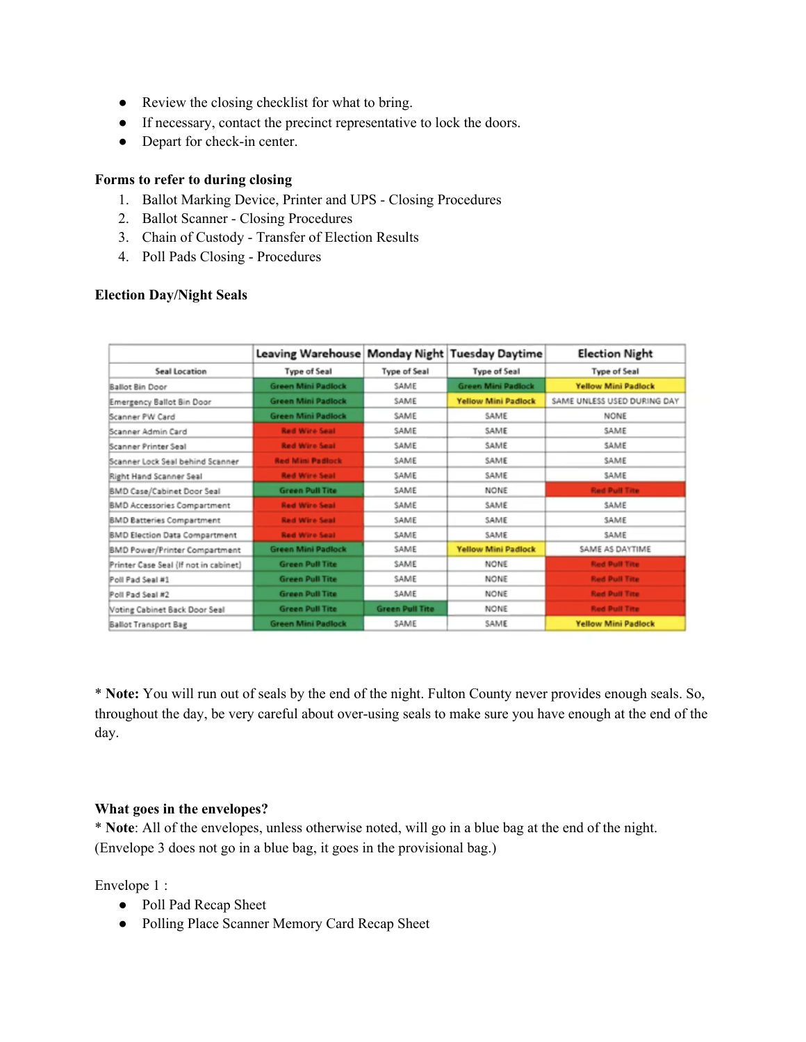- Review the closing checklist for what to bring.
- If necessary, contact the precinct representative to lock the doors.
- Depart for check-in center.

**Forms to refer to during closing**

1. Ballot Marking Device, Printer and UPS - Closing Procedures
2. Ballot Scanner - Closing Procedures
3. Chain of Custody - Transfer of Election Results
4. Poll Pads Closing - Procedures

**Election Day/Night Seals**

| | Leaving Warehouse | Monday Night | Tuesday Daytime | Election Night |
|---|---|---|---|---|
| Seal Location | Type of Seal | Type of Seal | Type of Seal | Type of Seal |
| Ballot Bin Door | Green Mini Padlock | SAME | Green Mini Padlock | Yellow Mini Padlock |
| Emergency Ballot Bin Door | Green Mini Padlock | SAME | Yellow Mini Padlock | SAME UNLESS USED DURING DAY |
| Scanner PW Card | Green Mini Padlock | SAME | SAME | NONE |
| Scanner Admin Card | Red Wire Seal | SAME | SAME | SAME |
| Scanner Printer Seal | Red Wire Seal | SAME | SAME | SAME |
| Scanner Lock Seal behind Scanner | Red Mini Padlock | SAME | SAME | SAME |
| Right Hand Scanner Seal | Red Wire Seal | SAME | SAME | SAME |
| BMD Case/Cabinet Door Seal | Green Pull Tite | SAME | NONE | Red Pull Tite |
| BMD Accessories Compartment | Red Wire Seal | SAME | SAME | SAME |
| BMD Batteries Compartment | Red Wire Seal | SAME | SAME | SAME |
| BMD Election Data Compartment | Red Wire Seal | SAME | SAME | SAME |
| BMD Power/Printer Compartment | Green Mini Padlock | SAME | Yellow Mini Padlock | SAME AS DAYTIME |
| Printer Case Seal (If not in cabinet) | Green Pull Tite | SAME | NONE | Red Pull Tite |
| Poll Pad Seal #1 | Green Pull Tite | SAME | NONE | Red Pull Tite |
| Poll Pad Seal #2 | Green Pull Tite | SAME | NONE | Red Pull Tite |
| Voting Cabinet Back Door Seal | Green Pull Tite | Green Pull Tite | NONE | Red Pull Tite |
| Ballot Transport Bag | Green Mini Padlock | SAME | SAME | Yellow Mini Padlock |

* **Note:** You will run out of seals by the end of the night. Fulton County never provides enough seals. So, throughout the day, be very careful about over-using seals to make sure you have enough at the end of the day.

**What goes in the envelopes?**

* **Note**: All of the envelopes, unless otherwise noted, will go in a blue bag at the end of the night. (Envelope 3 does not go in a blue bag, it goes in the provisional bag.)

Envelope 1 :

- Poll Pad Recap Sheet
- Polling Place Scanner Memory Card Recap Sheet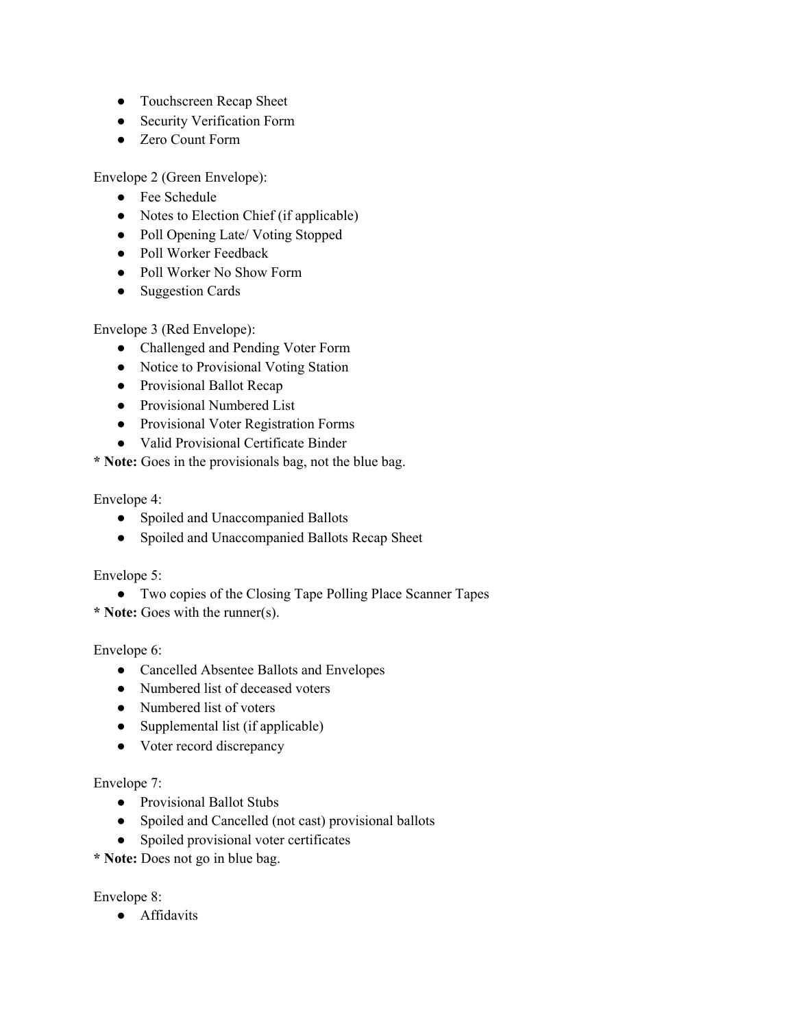- Touchscreen Recap Sheet
- Security Verification Form
- Zero Count Form

Envelope 2 (Green Envelope):

- Fee Schedule
- Notes to Election Chief (if applicable)
- Poll Opening Late/ Voting Stopped
- Poll Worker Feedback
- Poll Worker No Show Form
- Suggestion Cards

Envelope 3 (Red Envelope):

- Challenged and Pending Voter Form
- Notice to Provisional Voting Station
- Provisional Ballot Recap
- Provisional Numbered List
- Provisional Voter Registration Forms
- Valid Provisional Certificate Binder

**\* Note:** Goes in the provisionals bag, not the blue bag.

Envelope 4:

- Spoiled and Unaccompanied Ballots
- Spoiled and Unaccompanied Ballots Recap Sheet

Envelope 5:

- Two copies of the Closing Tape Polling Place Scanner Tapes

**\* Note:** Goes with the runner(s).

Envelope 6:

- Cancelled Absentee Ballots and Envelopes
- Numbered list of deceased voters
- Numbered list of voters
- Supplemental list (if applicable)
- Voter record discrepancy

Envelope 7:

- Provisional Ballot Stubs
- Spoiled and Cancelled (not cast) provisional ballots
- Spoiled provisional voter certificates

**\* Note:** Does not go in blue bag.

Envelope 8:

- Affidavits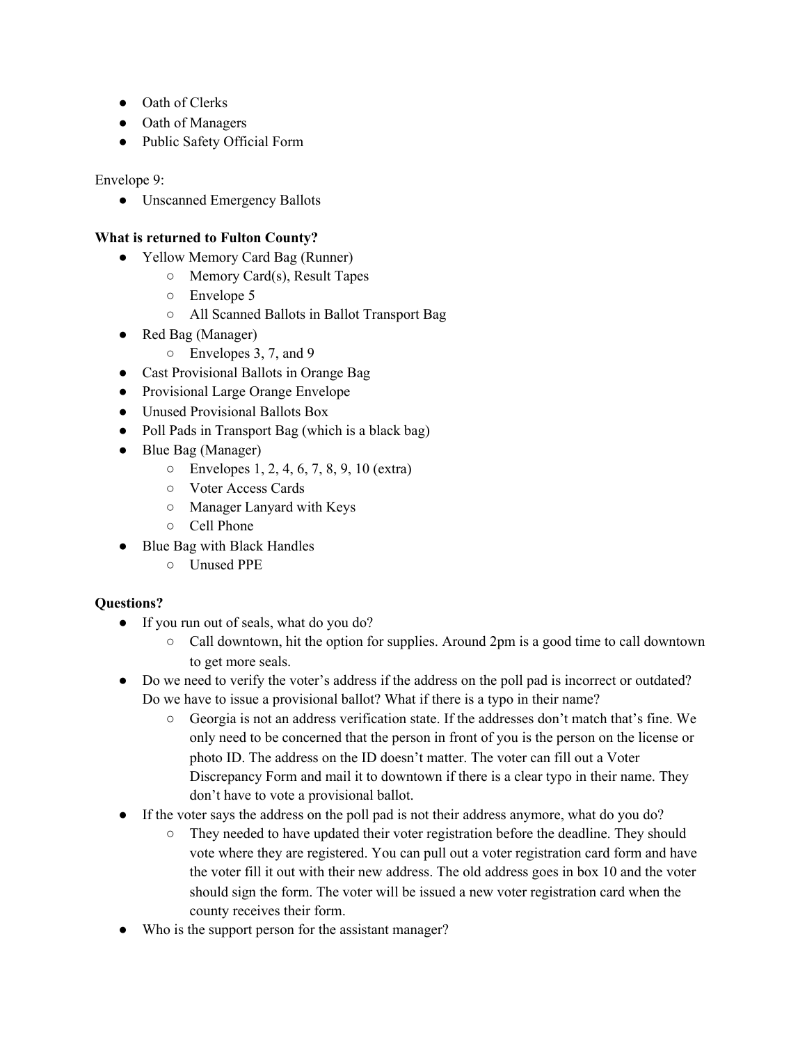- Oath of Clerks
- Oath of Managers
- Public Safety Official Form

Envelope 9:

- Unscanned Emergency Ballots

**What is returned to Fulton County?**

- Yellow Memory Card Bag (Runner)
  - Memory Card(s), Result Tapes
  - Envelope 5
  - All Scanned Ballots in Ballot Transport Bag
- Red Bag (Manager)
  - Envelopes 3, 7, and 9
- Cast Provisional Ballots in Orange Bag
- Provisional Large Orange Envelope
- Unused Provisional Ballots Box
- Poll Pads in Transport Bag (which is a black bag)
- Blue Bag (Manager)
  - Envelopes 1, 2, 4, 6, 7, 8, 9, 10 (extra)
  - Voter Access Cards
  - Manager Lanyard with Keys
  - Cell Phone
- Blue Bag with Black Handles
  - Unused PPE

**Questions?**

- If you run out of seals, what do you do?
  - Call downtown, hit the option for supplies. Around 2pm is a good time to call downtown to get more seals.
- Do we need to verify the voter's address if the address on the poll pad is incorrect or outdated? Do we have to issue a provisional ballot? What if there is a typo in their name?
  - Georgia is not an address verification state. If the addresses don't match that's fine. We only need to be concerned that the person in front of you is the person on the license or photo ID. The address on the ID doesn't matter. The voter can fill out a Voter Discrepancy Form and mail it to downtown if there is a clear typo in their name. They don't have to vote a provisional ballot.
- If the voter says the address on the poll pad is not their address anymore, what do you do?
  - They needed to have updated their voter registration before the deadline. They should vote where they are registered. You can pull out a voter registration card form and have the voter fill it out with their new address. The old address goes in box 10 and the voter should sign the form. The voter will be issued a new voter registration card when the county receives their form.
- Who is the support person for the assistant manager?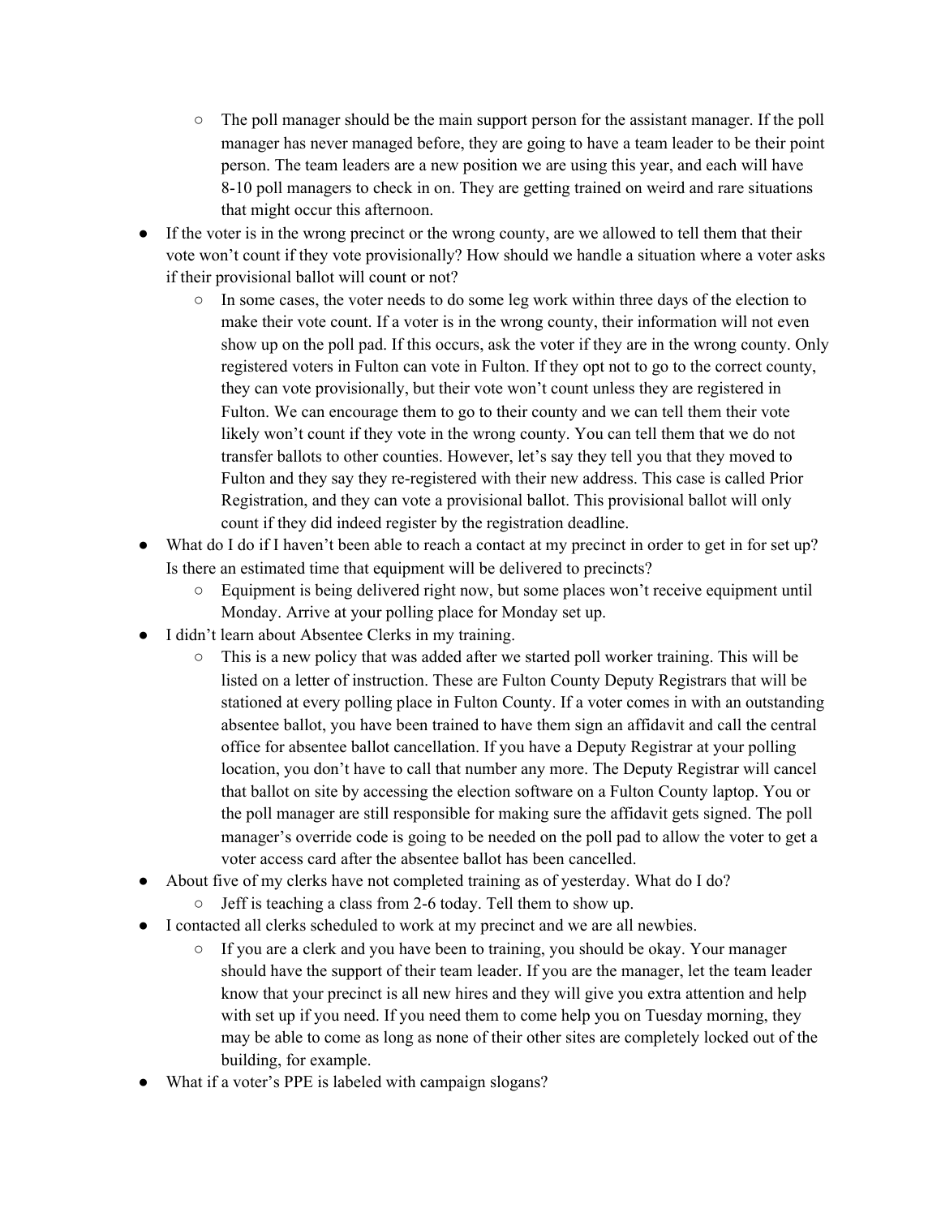- The poll manager should be the main support person for the assistant manager. If the poll manager has never managed before, they are going to have a team leader to be their point person. The team leaders are a new position we are using this year, and each will have 8-10 poll managers to check in on. They are getting trained on weird and rare situations that might occur this afternoon.
- If the voter is in the wrong precinct or the wrong county, are we allowed to tell them that their vote won't count if they vote provisionally? How should we handle a situation where a voter asks if their provisional ballot will count or not?
    - In some cases, the voter needs to do some leg work within three days of the election to make their vote count. If a voter is in the wrong county, their information will not even show up on the poll pad. If this occurs, ask the voter if they are in the wrong county. Only registered voters in Fulton can vote in Fulton. If they opt not to go to the correct county, they can vote provisionally, but their vote won't count unless they are registered in Fulton. We can encourage them to go to their county and we can tell them their vote likely won't count if they vote in the wrong county. You can tell them that we do not transfer ballots to other counties. However, let's say they tell you that they moved to Fulton and they say they re-registered with their new address. This case is called Prior Registration, and they can vote a provisional ballot. This provisional ballot will only count if they did indeed register by the registration deadline.
- What do I do if I haven't been able to reach a contact at my precinct in order to get in for set up? Is there an estimated time that equipment will be delivered to precincts?
    - Equipment is being delivered right now, but some places won't receive equipment until Monday. Arrive at your polling place for Monday set up.
- I didn't learn about Absentee Clerks in my training.
    - This is a new policy that was added after we started poll worker training. This will be listed on a letter of instruction. These are Fulton County Deputy Registrars that will be stationed at every polling place in Fulton County. If a voter comes in with an outstanding absentee ballot, you have been trained to have them sign an affidavit and call the central office for absentee ballot cancellation. If you have a Deputy Registrar at your polling location, you don't have to call that number any more. The Deputy Registrar will cancel that ballot on site by accessing the election software on a Fulton County laptop. You or the poll manager are still responsible for making sure the affidavit gets signed. The poll manager's override code is going to be needed on the poll pad to allow the voter to get a voter access card after the absentee ballot has been cancelled.
- About five of my clerks have not completed training as of yesterday. What do I do?
    - Jeff is teaching a class from 2-6 today. Tell them to show up.
- I contacted all clerks scheduled to work at my precinct and we are all newbies.
    - If you are a clerk and you have been to training, you should be okay. Your manager should have the support of their team leader. If you are the manager, let the team leader know that your precinct is all new hires and they will give you extra attention and help with set up if you need. If you need them to come help you on Tuesday morning, they may be able to come as long as none of their other sites are completely locked out of the building, for example.
- What if a voter's PPE is labeled with campaign slogans?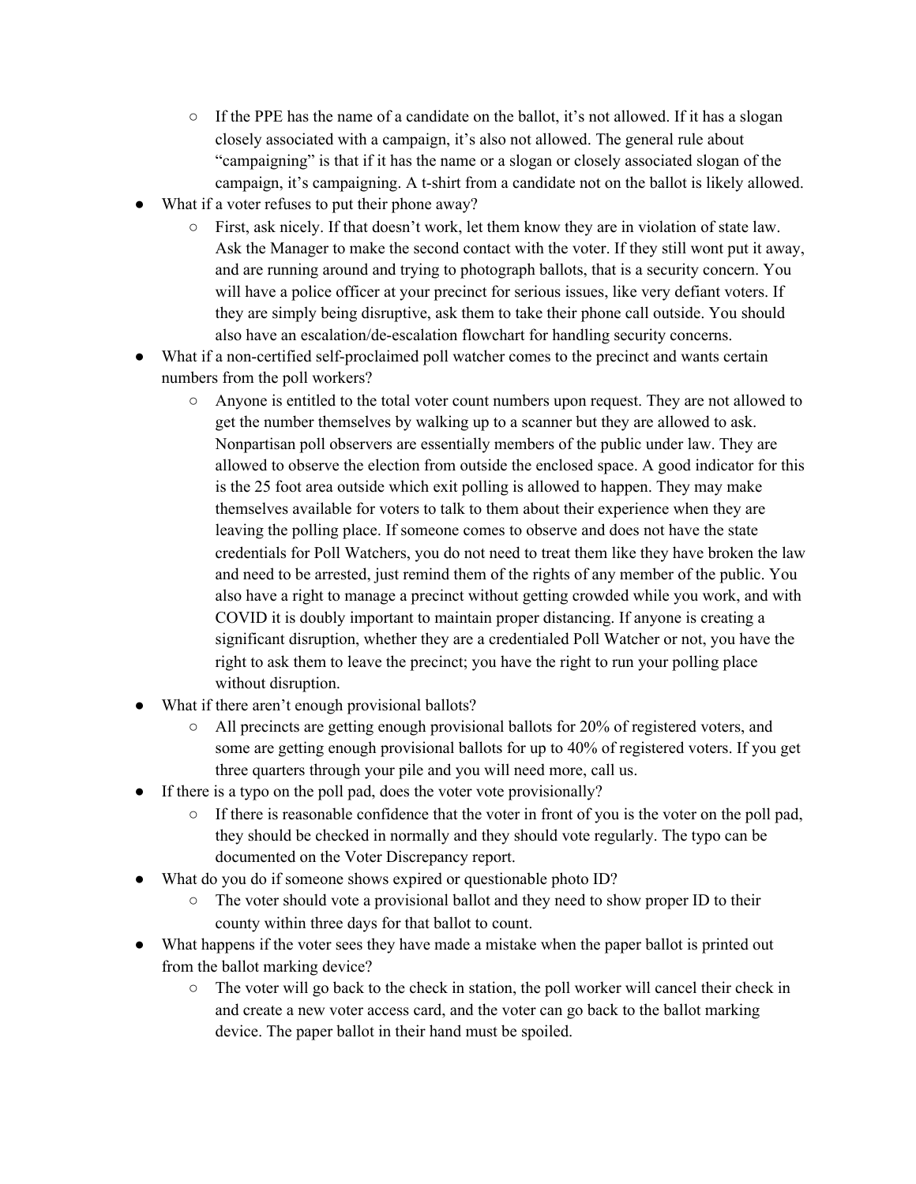- If the PPE has the name of a candidate on the ballot, it's not allowed. If it has a slogan closely associated with a campaign, it's also not allowed. The general rule about "campaigning" is that if it has the name or a slogan or closely associated slogan of the campaign, it's campaigning. A t-shirt from a candidate not on the ballot is likely allowed.

- What if a voter refuses to put their phone away?
  - First, ask nicely. If that doesn't work, let them know they are in violation of state law. Ask the Manager to make the second contact with the voter. If they still wont put it away, and are running around and trying to photograph ballots, that is a security concern. You will have a police officer at your precinct for serious issues, like very defiant voters. If they are simply being disruptive, ask them to take their phone call outside. You should also have an escalation/de-escalation flowchart for handling security concerns.
- What if a non-certified self-proclaimed poll watcher comes to the precinct and wants certain numbers from the poll workers?
  - Anyone is entitled to the total voter count numbers upon request. They are not allowed to get the number themselves by walking up to a scanner but they are allowed to ask. Nonpartisan poll observers are essentially members of the public under law. They are allowed to observe the election from outside the enclosed space. A good indicator for this is the 25 foot area outside which exit polling is allowed to happen. They may make themselves available for voters to talk to them about their experience when they are leaving the polling place. If someone comes to observe and does not have the state credentials for Poll Watchers, you do not need to treat them like they have broken the law and need to be arrested, just remind them of the rights of any member of the public. You also have a right to manage a precinct without getting crowded while you work, and with COVID it is doubly important to maintain proper distancing. If anyone is creating a significant disruption, whether they are a credentialed Poll Watcher or not, you have the right to ask them to leave the precinct; you have the right to run your polling place without disruption.
- What if there aren't enough provisional ballots?
  - All precincts are getting enough provisional ballots for 20% of registered voters, and some are getting enough provisional ballots for up to 40% of registered voters. If you get three quarters through your pile and you will need more, call us.
- If there is a typo on the poll pad, does the voter vote provisionally?
  - If there is reasonable confidence that the voter in front of you is the voter on the poll pad, they should be checked in normally and they should vote regularly. The typo can be documented on the Voter Discrepancy report.
- What do you do if someone shows expired or questionable photo ID?
  - The voter should vote a provisional ballot and they need to show proper ID to their county within three days for that ballot to count.
- What happens if the voter sees they have made a mistake when the paper ballot is printed out from the ballot marking device?
  - The voter will go back to the check in station, the poll worker will cancel their check in and create a new voter access card, and the voter can go back to the ballot marking device. The paper ballot in their hand must be spoiled.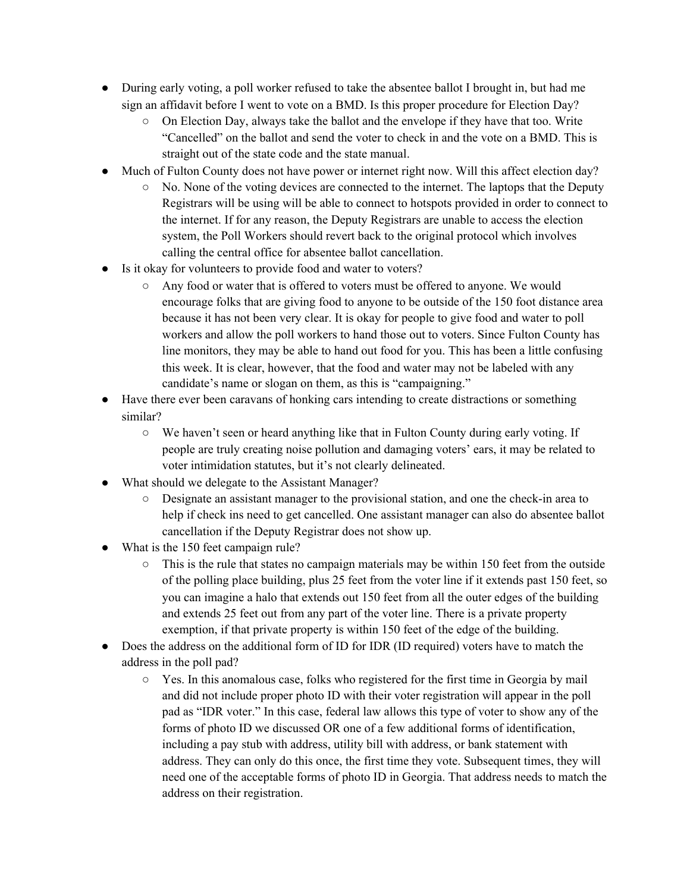- During early voting, a poll worker refused to take the absentee ballot I brought in, but had me sign an affidavit before I went to vote on a BMD. Is this proper procedure for Election Day?
  - On Election Day, always take the ballot and the envelope if they have that too. Write "Cancelled" on the ballot and send the voter to check in and the vote on a BMD. This is straight out of the state code and the state manual.
- Much of Fulton County does not have power or internet right now. Will this affect election day?
  - No. None of the voting devices are connected to the internet. The laptops that the Deputy Registrars will be using will be able to connect to hotspots provided in order to connect to the internet. If for any reason, the Deputy Registrars are unable to access the election system, the Poll Workers should revert back to the original protocol which involves calling the central office for absentee ballot cancellation.
- Is it okay for volunteers to provide food and water to voters?
  - Any food or water that is offered to voters must be offered to anyone. We would encourage folks that are giving food to anyone to be outside of the 150 foot distance area because it has not been very clear. It is okay for people to give food and water to poll workers and allow the poll workers to hand those out to voters. Since Fulton County has line monitors, they may be able to hand out food for you. This has been a little confusing this week. It is clear, however, that the food and water may not be labeled with any candidate's name or slogan on them, as this is "campaigning."
- Have there ever been caravans of honking cars intending to create distractions or something similar?
  - We haven't seen or heard anything like that in Fulton County during early voting. If people are truly creating noise pollution and damaging voters' ears, it may be related to voter intimidation statutes, but it's not clearly delineated.
- What should we delegate to the Assistant Manager?
  - Designate an assistant manager to the provisional station, and one the check-in area to help if check ins need to get cancelled. One assistant manager can also do absentee ballot cancellation if the Deputy Registrar does not show up.
- What is the 150 feet campaign rule?
  - This is the rule that states no campaign materials may be within 150 feet from the outside of the polling place building, plus 25 feet from the voter line if it extends past 150 feet, so you can imagine a halo that extends out 150 feet from all the outer edges of the building and extends 25 feet out from any part of the voter line. There is a private property exemption, if that private property is within 150 feet of the edge of the building.
- Does the address on the additional form of ID for IDR (ID required) voters have to match the address in the poll pad?
  - Yes. In this anomalous case, folks who registered for the first time in Georgia by mail and did not include proper photo ID with their voter registration will appear in the poll pad as "IDR voter." In this case, federal law allows this type of voter to show any of the forms of photo ID we discussed OR one of a few additional forms of identification, including a pay stub with address, utility bill with address, or bank statement with address. They can only do this once, the first time they vote. Subsequent times, they will need one of the acceptable forms of photo ID in Georgia. That address needs to match the address on their registration.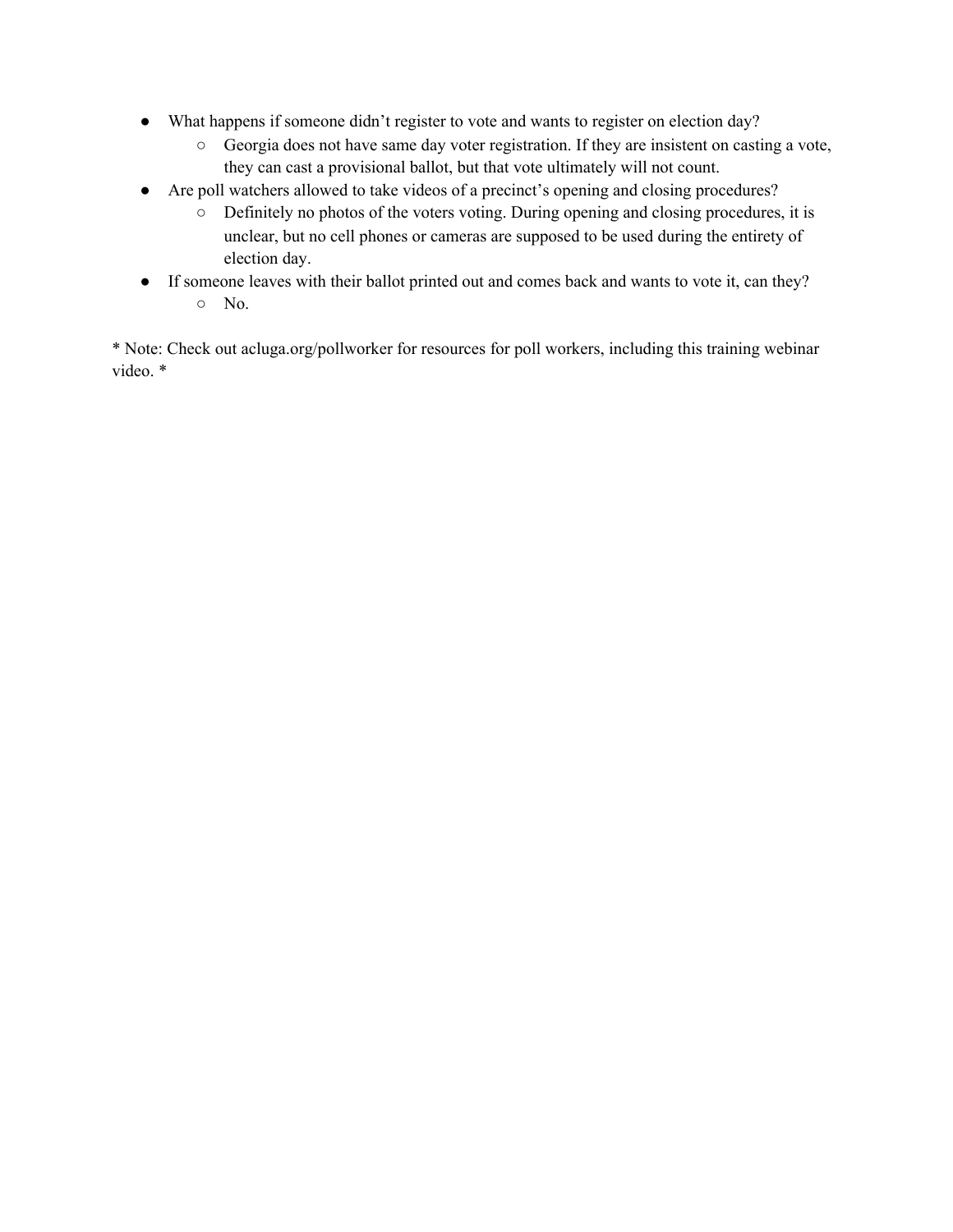- What happens if someone didn't register to vote and wants to register on election day?
    - Georgia does not have same day voter registration. If they are insistent on casting a vote, they can cast a provisional ballot, but that vote ultimately will not count.
- Are poll watchers allowed to take videos of a precinct's opening and closing procedures?
    - Definitely no photos of the voters voting. During opening and closing procedures, it is unclear, but no cell phones or cameras are supposed to be used during the entirety of election day.
- If someone leaves with their ballot printed out and comes back and wants to vote it, can they?
    - No.

* Note: Check out acluga.org/pollworker for resources for poll workers, including this training webinar video. *